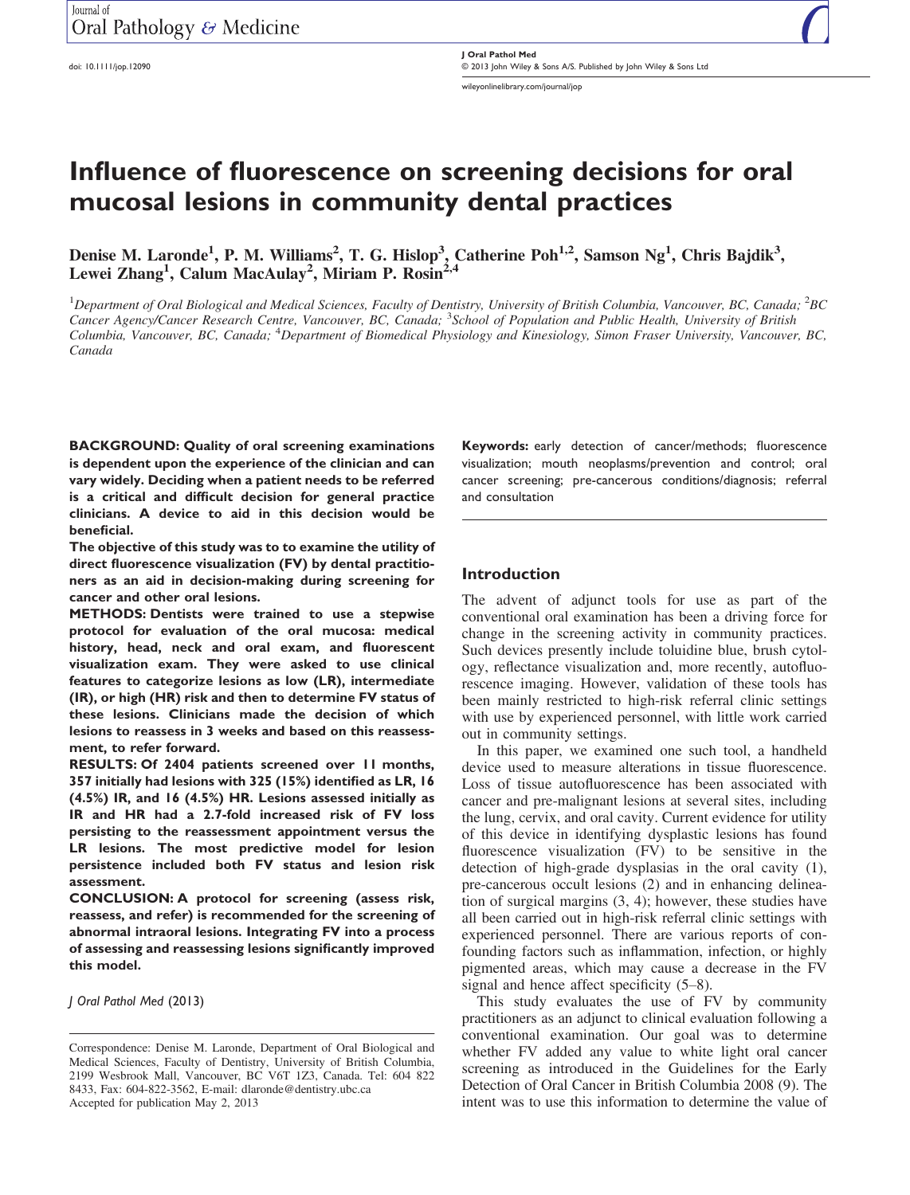# Influence of fluorescence on screening decisions for oral mucosal lesions in community dental practices

Denise M. Laronde[1], P. M. Williams[2], T. G. Hislop[3], Catherine Poh[1,2], Samson Ng[1], Chris Bajdik[3], Lewei Zhang[1], Calum MacAulay[2], Miriam P. Rosin[2,4]

[1]Department of Oral Biological and Medical Sciences, Faculty of Dentistry, University of British Columbia, Vancouver, BC, Canada; [2]BC Cancer Agency/Cancer Research Centre, Vancouver, BC, Canada; [3]School of Population and Public Health, University of British Columbia, Vancouver, BC, Canada; [4]Department of Biomedical Physiology and Kinesiology, Simon Fraser University, Vancouver, BC, Canada

**BACKGROUND: Quality of oral screening examinations is dependent upon the experience of the clinician and can vary widely. Deciding when a patient needs to be referred is a critical and difficult decision for general practice clinicians. A device to aid in this decision would be beneficial.**

**The objective of this study was to to examine the utility of direct fluorescence visualization (FV) by dental practitioners as an aid in decision-making during screening for cancer and other oral lesions.**

**METHODS: Dentists were trained to use a stepwise protocol for evaluation of the oral mucosa: medical history, head, neck and oral exam, and fluorescent visualization exam. They were asked to use clinical features to categorize lesions as low (LR), intermediate (IR), or high (HR) risk and then to determine FV status of these lesions. Clinicians made the decision of which lesions to reassess in 3 weeks and based on this reassessment, to refer forward.**

**RESULTS: Of 2404 patients screened over 11 months, 357 initially had lesions with 325 (15%) identified as LR, 16 (4.5%) IR, and 16 (4.5%) HR. Lesions assessed initially as IR and HR had a 2.7-fold increased risk of FV loss persisting to the reassessment appointment versus the LR lesions. The most predictive model for lesion persistence included both FV status and lesion risk assessment.**

**CONCLUSION: A protocol for screening (assess risk, reassess, and refer) is recommended for the screening of abnormal intraoral lesions. Integrating FV into a process of assessing and reassessing lesions significantly improved this model.**

*J Oral Pathol Med* (2013)

**Keywords:** early detection of cancer/methods; fluorescence visualization; mouth neoplasms/prevention and control; oral cancer screening; pre-cancerous conditions/diagnosis; referral and consultation

Correspondence: Denise M. Laronde, Department of Oral Biological and Medical Sciences, Faculty of Dentistry, University of British Columbia, 2199 Wesbrook Mall, Vancouver, BC V6T 1Z3, Canada. Tel: 604 822 8433, Fax: 604-822-3562, E-mail: dlaronde@dentistry.ubc.ca
Accepted for publication May 2, 2013

## Introduction

The advent of adjunct tools for use as part of the conventional oral examination has been a driving force for change in the screening activity in community practices. Such devices presently include toluidine blue, brush cytology, reflectance visualization and, more recently, autofluorescence imaging. However, validation of these tools has been mainly restricted to high-risk referral clinic settings with use by experienced personnel, with little work carried out in community settings.

In this paper, we examined one such tool, a handheld device used to measure alterations in tissue fluorescence. Loss of tissue autofluorescence has been associated with cancer and pre-malignant lesions at several sites, including the lung, cervix, and oral cavity. Current evidence for utility of this device in identifying dysplastic lesions has found fluorescence visualization (FV) to be sensitive in the detection of high-grade dysplasias in the oral cavity (1), pre-cancerous occult lesions (2) and in enhancing delineation of surgical margins (3, 4); however, these studies have all been carried out in high-risk referral clinic settings with experienced personnel. There are various reports of confounding factors such as inflammation, infection, or highly pigmented areas, which may cause a decrease in the FV signal and hence affect specificity (5–8).

This study evaluates the use of FV by community practitioners as an adjunct to clinical evaluation following a conventional examination. Our goal was to determine whether FV added any value to white light oral cancer screening as introduced in the Guidelines for the Early Detection of Oral Cancer in British Columbia 2008 (9). The intent was to use this information to determine the value of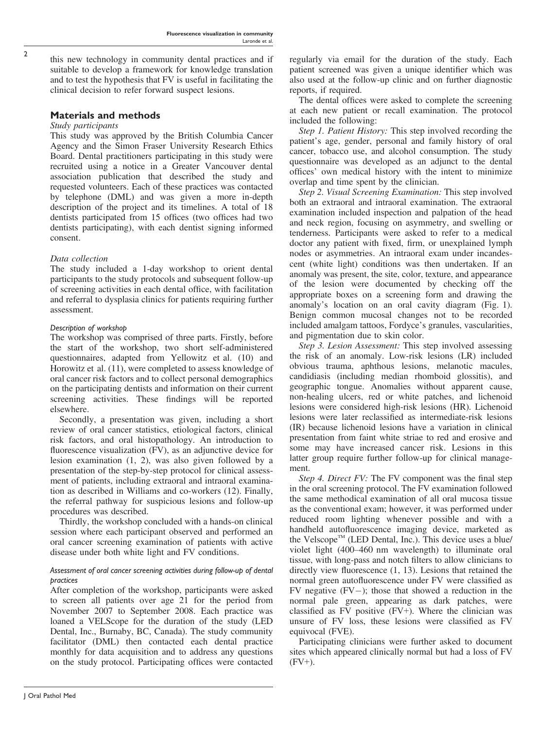this new technology in community dental practices and if suitable to develop a framework for knowledge translation and to test the hypothesis that FV is useful in facilitating the clinical decision to refer forward suspect lesions.

## Materials and methods

### Study participants

This study was approved by the British Columbia Cancer Agency and the Simon Fraser University Research Ethics Board. Dental practitioners participating in this study were recruited using a notice in a Greater Vancouver dental association publication that described the study and requested volunteers. Each of these practices was contacted by telephone (DML) and was given a more in-depth description of the project and its timelines. A total of 18 dentists participated from 15 offices (two offices had two dentists participating), with each dentist signing informed consent.

### Data collection

The study included a 1-day workshop to orient dental participants to the study protocols and subsequent follow-up of screening activities in each dental office, with facilitation and referral to dysplasia clinics for patients requiring further assessment.

#### Description of workshop

The workshop was comprised of three parts. Firstly, before the start of the workshop, two short self-administered questionnaires, adapted from Yellowitz et al. (10) and Horowitz et al. (11), were completed to assess knowledge of oral cancer risk factors and to collect personal demographics on the participating dentists and information on their current screening activities. These findings will be reported elsewhere.

Secondly, a presentation was given, including a short review of oral cancer statistics, etiological factors, clinical risk factors, and oral histopathology. An introduction to fluorescence visualization (FV), as an adjunctive device for lesion examination (1, 2), was also given followed by a presentation of the step-by-step protocol for clinical assessment of patients, including extraoral and intraoral examination as described in Williams and co-workers (12). Finally, the referral pathway for suspicious lesions and follow-up procedures was described.

Thirdly, the workshop concluded with a hands-on clinical session where each participant observed and performed an oral cancer screening examination of patients with active disease under both white light and FV conditions.

#### Assessment of oral cancer screening activities during follow-up of dental practices

After completion of the workshop, participants were asked to screen all patients over age 21 for the period from November 2007 to September 2008. Each practice was loaned a VELScope for the duration of the study (LED Dental, Inc., Burnaby, BC, Canada). The study community facilitator (DML) then contacted each dental practice monthly for data acquisition and to address any questions on the study protocol. Participating offices were contacted regularly via email for the duration of the study. Each patient screened was given a unique identifier which was also used at the follow-up clinic and on further diagnostic reports, if required.

The dental offices were asked to complete the screening at each new patient or recall examination. The protocol included the following:

*Step 1. Patient History:* This step involved recording the patient's age, gender, personal and family history of oral cancer, tobacco use, and alcohol consumption. The study questionnaire was developed as an adjunct to the dental offices' own medical history with the intent to minimize overlap and time spent by the clinician.

*Step 2. Visual Screening Examination:* This step involved both an extraoral and intraoral examination. The extraoral examination included inspection and palpation of the head and neck region, focusing on asymmetry, and swelling or tenderness. Participants were asked to refer to a medical doctor any patient with fixed, firm, or unexplained lymph nodes or asymmetries. An intraoral exam under incandescent (white light) conditions was then undertaken. If an anomaly was present, the site, color, texture, and appearance of the lesion were documented by checking off the appropriate boxes on a screening form and drawing the anomaly's location on an oral cavity diagram (Fig. 1). Benign common mucosal changes not to be recorded included amalgam tattoos, Fordyce's granules, vascularities, and pigmentation due to skin color.

*Step 3. Lesion Assessment:* This step involved assessing the risk of an anomaly. Low-risk lesions (LR) included obvious trauma, aphthous lesions, melanotic macules, candidiasis (including median rhomboid glossitis), and geographic tongue. Anomalies without apparent cause, non-healing ulcers, red or white patches, and lichenoid lesions were considered high-risk lesions (HR). Lichenoid lesions were later reclassified as intermediate-risk lesions (IR) because lichenoid lesions have a variation in clinical presentation from faint white striae to red and erosive and some may have increased cancer risk. Lesions in this latter group require further follow-up for clinical management.

*Step 4. Direct FV:* The FV component was the final step in the oral screening protocol. The FV examination followed the same methodical examination of all oral mucosa tissue as the conventional exam; however, it was performed under reduced room lighting whenever possible and with a handheld autofluorescence imaging device, marketed as the Velscope™ (LED Dental, Inc.). This device uses a blue/violet light (400–460 nm wavelength) to illuminate oral tissue, with long-pass and notch filters to allow clinicians to directly view fluorescence (1, 13). Lesions that retained the normal green autofluorescence under FV were classified as FV negative (FV−); those that showed a reduction in the normal pale green, appearing as dark patches, were classified as FV positive (FV+). Where the clinician was unsure of FV loss, these lesions were classified as FV equivocal (FVE).

Participating clinicians were further asked to document sites which appeared clinically normal but had a loss of FV (FV+).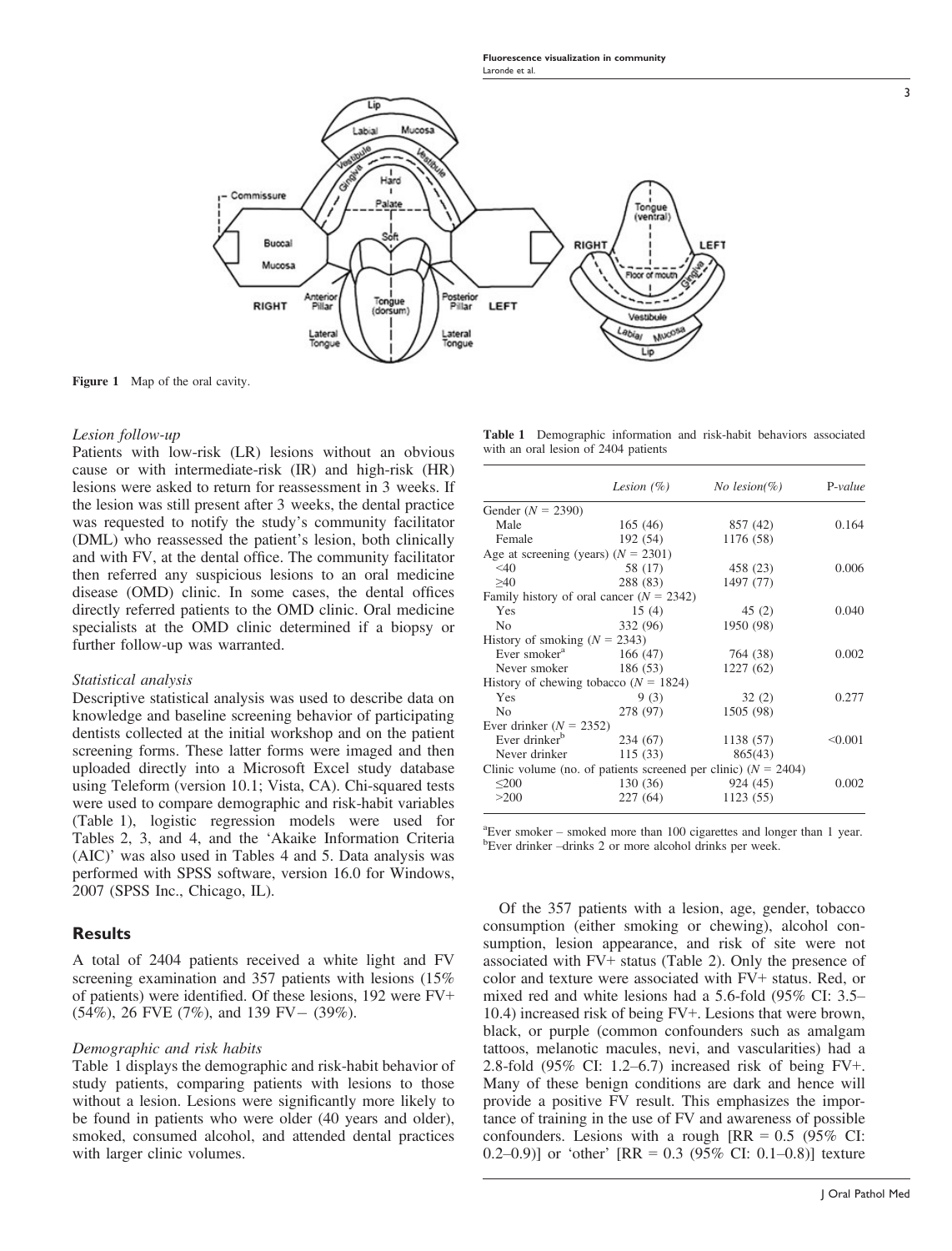Figure 1 Map of the oral cavity.

*Lesion follow-up*

Patients with low-risk (LR) lesions without an obvious cause or with intermediate-risk (IR) and high-risk (HR) lesions were asked to return for reassessment in 3 weeks. If the lesion was still present after 3 weeks, the dental practice was requested to notify the study's community facilitator (DML) who reassessed the patient's lesion, both clinically and with FV, at the dental office. The community facilitator then referred any suspicious lesions to an oral medicine disease (OMD) clinic. In some cases, the dental offices directly referred patients to the OMD clinic. Oral medicine specialists at the OMD clinic determined if a biopsy or further follow-up was warranted.

*Statistical analysis*

Descriptive statistical analysis was used to describe data on knowledge and baseline screening behavior of participating dentists collected at the initial workshop and on the patient screening forms. These latter forms were imaged and then uploaded directly into a Microsoft Excel study database using Teleform (version 10.1; Vista, CA). Chi-squared tests were used to compare demographic and risk-habit variables (Table 1), logistic regression models were used for Tables 2, 3, and 4, and the 'Akaike Information Criteria (AIC)' was also used in Tables 4 and 5. Data analysis was performed with SPSS software, version 16.0 for Windows, 2007 (SPSS Inc., Chicago, IL).

## Results

A total of 2404 patients received a white light and FV screening examination and 357 patients with lesions (15% of patients) were identified. Of these lesions, 192 were FV+ (54%), 26 FVE (7%), and 139 FV− (39%).

*Demographic and risk habits*

Table 1 displays the demographic and risk-habit behavior of study patients, comparing patients with lesions to those without a lesion. Lesions were significantly more likely to be found in patients who were older (40 years and older), smoked, consumed alcohol, and attended dental practices with larger clinic volumes.

**Table 1** Demographic information and risk-habit behaviors associated with an oral lesion of 2404 patients

| | *Lesion (%)* | *No lesion(%)* | *P-value* |
|---|---|---|---|
| Gender ($N$ = 2390) | | | |
| Male | 165 (46) | 857 (42) | 0.164 |
| Female | 192 (54) | 1176 (58) | |
| Age at screening (years) ($N$ = 2301) | | | |
| <40 | 58 (17) | 458 (23) | 0.006 |
| ≥40 | 288 (83) | 1497 (77) | |
| Family history of oral cancer ($N$ = 2342) | | | |
| Yes | 15 (4) | 45 (2) | 0.040 |
| No | 332 (96) | 1950 (98) | |
| History of smoking ($N$ = 2343) | | | |
| Ever smoker[a] | 166 (47) | 764 (38) | 0.002 |
| Never smoker | 186 (53) | 1227 (62) | |
| History of chewing tobacco ($N$ = 1824) | | | |
| Yes | 9 (3) | 32 (2) | 0.277 |
| No | 278 (97) | 1505 (98) | |
| Ever drinker ($N$ = 2352) | | | |
| Ever drinker[b] | 234 (67) | 1138 (57) | <0.001 |
| Never drinker | 115 (33) | 865(43) | |
| Clinic volume (no. of patients screened per clinic) ($N$ = 2404) | | | |
| ≤200 | 130 (36) | 924 (45) | 0.002 |
| >200 | 227 (64) | 1123 (55) | |

[a]Ever smoker – smoked more than 100 cigarettes and longer than 1 year.
[b]Ever drinker –drinks 2 or more alcohol drinks per week.

Of the 357 patients with a lesion, age, gender, tobacco consumption (either smoking or chewing), alcohol consumption, lesion appearance, and risk of site were not associated with FV+ status (Table 2). Only the presence of color and texture were associated with FV+ status. Red, or mixed red and white lesions had a 5.6-fold (95% CI: 3.5–10.4) increased risk of being FV+. Lesions that were brown, black, or purple (common confounders such as amalgam tattoos, melanotic macules, nevi, and vascularities) had a 2.8-fold (95% CI: 1.2–6.7) increased risk of being FV+. Many of these benign conditions are dark and hence will provide a positive FV result. This emphasizes the importance of training in the use of FV and awareness of possible confounders. Lesions with a rough [RR = 0.5 (95% CI: 0.2–0.9)] or 'other' [RR = 0.3 (95% CI: 0.1–0.8)] texture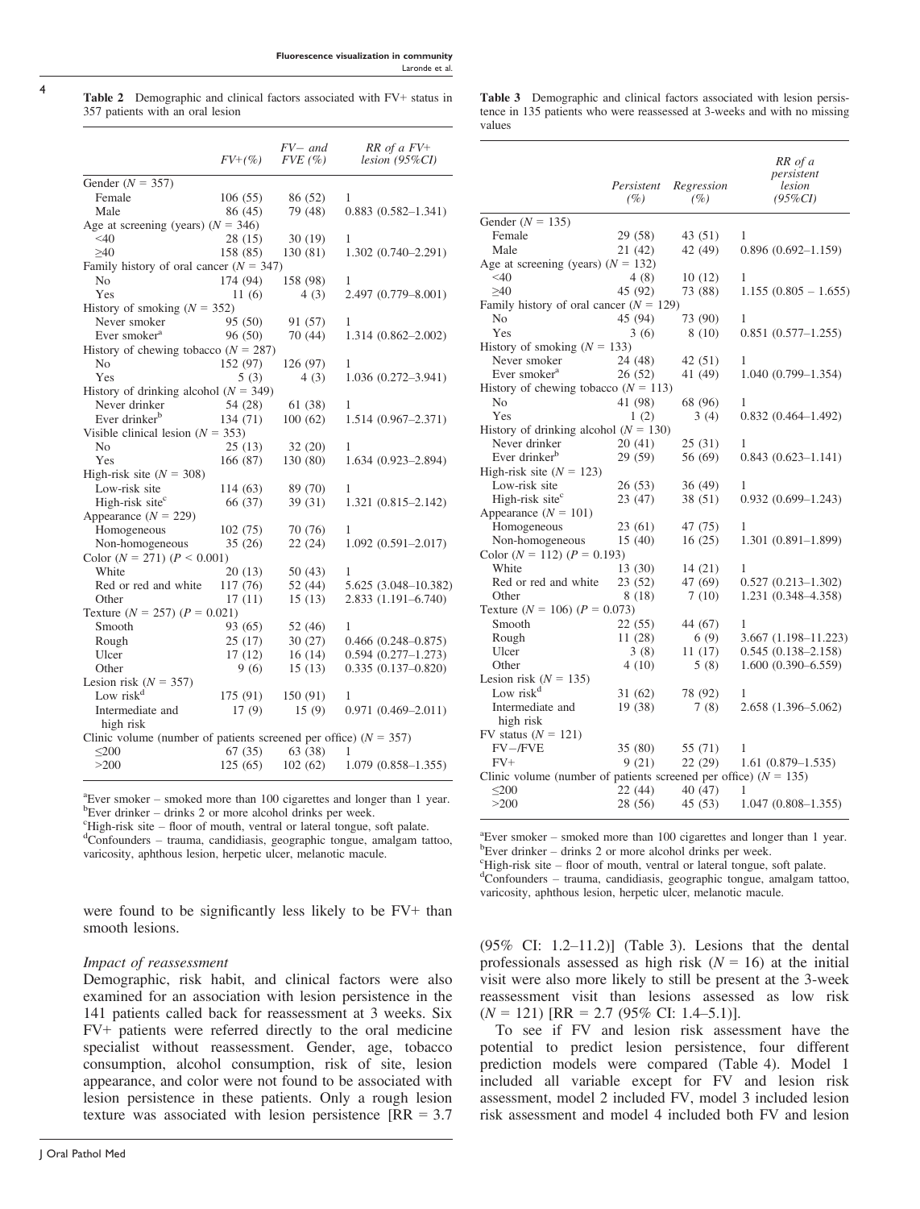**Table 2** Demographic and clinical factors associated with FV+ status in 357 patients with an oral lesion

| | FV+(%) | FV− and FVE (%) | RR of a FV+ lesion (95%CI) |
|---|---|---|---|
| Gender (N = 357) | | | |
| Female | 106 (55) | 86 (52) | 1 |
| Male | 86 (45) | 79 (48) | 0.883 (0.582–1.341) |
| Age at screening (years) (N = 346) | | | |
| <40 | 28 (15) | 30 (19) | 1 |
| ≥40 | 158 (85) | 130 (81) | 1.302 (0.740–2.291) |
| Family history of oral cancer (N = 347) | | | |
| No | 174 (94) | 158 (98) | 1 |
| Yes | 11 (6) | 4 (3) | 2.497 (0.779–8.001) |
| History of smoking (N = 352) | | | |
| Never smoker | 95 (50) | 91 (57) | 1 |
| Ever smoker[a] | 96 (50) | 70 (44) | 1.314 (0.862–2.002) |
| History of chewing tobacco (N = 287) | | | |
| No | 152 (97) | 126 (97) | 1 |
| Yes | 5 (3) | 4 (3) | 1.036 (0.272–3.941) |
| History of drinking alcohol (N = 349) | | | |
| Never drinker | 54 (28) | 61 (38) | 1 |
| Ever drinker[b] | 134 (71) | 100 (62) | 1.514 (0.967–2.371) |
| Visible clinical lesion (N = 353) | | | |
| No | 25 (13) | 32 (20) | 1 |
| Yes | 166 (87) | 130 (80) | 1.634 (0.923–2.894) |
| High-risk site (N = 308) | | | |
| Low-risk site | 114 (63) | 89 (70) | 1 |
| High-risk site[c] | 66 (37) | 39 (31) | 1.321 (0.815–2.142) |
| Appearance (N = 229) | | | |
| Homogeneous | 102 (75) | 70 (76) | 1 |
| Non-homogeneous | 35 (26) | 22 (24) | 1.092 (0.591–2.017) |
| Color (N = 271) (P < 0.001) | | | |
| White | 20 (13) | 50 (43) | 1 |
| Red or red and white | 117 (76) | 52 (44) | 5.625 (3.048–10.382) |
| Other | 17 (11) | 15 (13) | 2.833 (1.191–6.740) |
| Texture (N = 257) (P = 0.021) | | | |
| Smooth | 93 (65) | 52 (46) | 1 |
| Rough | 25 (17) | 30 (27) | 0.466 (0.248–0.875) |
| Ulcer | 17 (12) | 16 (14) | 0.594 (0.277–1.273) |
| Other | 9 (6) | 15 (13) | 0.335 (0.137–0.820) |
| Lesion risk (N = 357) | | | |
| Low risk[d] | 175 (91) | 150 (91) | 1 |
| Intermediate and high risk | 17 (9) | 15 (9) | 0.971 (0.469–2.011) |
| Clinic volume (number of patients screened per office) (N = 357) | | | |
| ≤200 | 67 (35) | 63 (38) | 1 |
| >200 | 125 (65) | 102 (62) | 1.079 (0.858–1.355) |

[a]Ever smoker – smoked more than 100 cigarettes and longer than 1 year.
[b]Ever drinker – drinks 2 or more alcohol drinks per week.
[c]High-risk site – floor of mouth, ventral or lateral tongue, soft palate.
[d]Confounders – trauma, candidiasis, geographic tongue, amalgam tattoo, varicosity, aphthous lesion, herpetic ulcer, melanotic macule.

were found to be significantly less likely to be FV+ than smooth lesions.

*Impact of reassessment*

Demographic, risk habit, and clinical factors were also examined for an association with lesion persistence in the 141 patients called back for reassessment at 3 weeks. Six FV+ patients were referred directly to the oral medicine specialist without reassessment. Gender, age, tobacco consumption, alcohol consumption, risk of site, lesion appearance, and color were not found to be associated with lesion persistence in these patients. Only a rough lesion texture was associated with lesion persistence [RR = 3.7 (95% CI: 1.2–11.2)] (Table 3). Lesions that the dental professionals assessed as high risk (N = 16) at the initial visit were also more likely to still be present at the 3-week reassessment visit than lesions assessed as low risk (N = 121) [RR = 2.7 (95% CI: 1.4–5.1)].

**Table 3** Demographic and clinical factors associated with lesion persistence in 135 patients who were reassessed at 3-weeks and with no missing values

| | Persistent (%) | Regression (%) | RR of a persistent lesion (95%CI) |
|---|---|---|---|
| Gender (N = 135) | | | |
| Female | 29 (58) | 43 (51) | 1 |
| Male | 21 (42) | 42 (49) | 0.896 (0.692–1.159) |
| Age at screening (years) (N = 132) | | | |
| <40 | 4 (8) | 10 (12) | 1 |
| ≥40 | 45 (92) | 73 (88) | 1.155 (0.805 – 1.655) |
| Family history of oral cancer (N = 129) | | | |
| No | 45 (94) | 73 (90) | 1 |
| Yes | 3 (6) | 8 (10) | 0.851 (0.577–1.255) |
| History of smoking (N = 133) | | | |
| Never smoker | 24 (48) | 42 (51) | 1 |
| Ever smoker[a] | 26 (52) | 41 (49) | 1.040 (0.799–1.354) |
| History of chewing tobacco (N = 113) | | | |
| No | 41 (98) | 68 (96) | 1 |
| Yes | 1 (2) | 3 (4) | 0.832 (0.464–1.492) |
| History of drinking alcohol (N = 130) | | | |
| Never drinker | 20 (41) | 25 (31) | 1 |
| Ever drinker[b] | 29 (59) | 56 (69) | 0.843 (0.623–1.141) |
| High-risk site (N = 123) | | | |
| Low-risk site | 26 (53) | 36 (49) | 1 |
| High-risk site[c] | 23 (47) | 38 (51) | 0.932 (0.699–1.243) |
| Appearance (N = 101) | | | |
| Homogeneous | 23 (61) | 47 (75) | 1 |
| Non-homogeneous | 15 (40) | 16 (25) | 1.301 (0.891–1.899) |
| Color (N = 112) (P = 0.193) | | | |
| White | 13 (30) | 14 (21) | 1 |
| Red or red and white | 23 (52) | 47 (69) | 0.527 (0.213–1.302) |
| Other | 8 (18) | 7 (10) | 1.231 (0.348–4.358) |
| Texture (N = 106) (P = 0.073) | | | |
| Smooth | 22 (55) | 44 (67) | 1 |
| Rough | 11 (28) | 6 (9) | 3.667 (1.198–11.223) |
| Ulcer | 3 (8) | 11 (17) | 0.545 (0.138–2.158) |
| Other | 4 (10) | 5 (8) | 1.600 (0.390–6.559) |
| Lesion risk (N = 135) | | | |
| Low risk[d] | 31 (62) | 78 (92) | 1 |
| Intermediate and high risk | 19 (38) | 7 (8) | 2.658 (1.396–5.062) |
| FV status (N = 121) | | | |
| FV−/FVE | 35 (80) | 55 (71) | 1 |
| FV+ | 9 (21) | 22 (29) | 1.61 (0.879–1.535) |
| Clinic volume (number of patients screened per office) (N = 135) | | | |
| ≤200 | 22 (44) | 40 (47) | 1 |
| >200 | 28 (56) | 45 (53) | 1.047 (0.808–1.355) |

[a]Ever smoker – smoked more than 100 cigarettes and longer than 1 year.
[b]Ever drinker – drinks 2 or more alcohol drinks per week.
[c]High-risk site – floor of mouth, ventral or lateral tongue, soft palate.
[d]Confounders – trauma, candidiasis, geographic tongue, amalgam tattoo, varicosity, aphthous lesion, herpetic ulcer, melanotic macule.

To see if FV and lesion risk assessment have the potential to predict lesion persistence, four different prediction models were compared (Table 4). Model 1 included all variable except for FV and lesion risk assessment, model 2 included FV, model 3 included lesion risk assessment and model 4 included both FV and lesion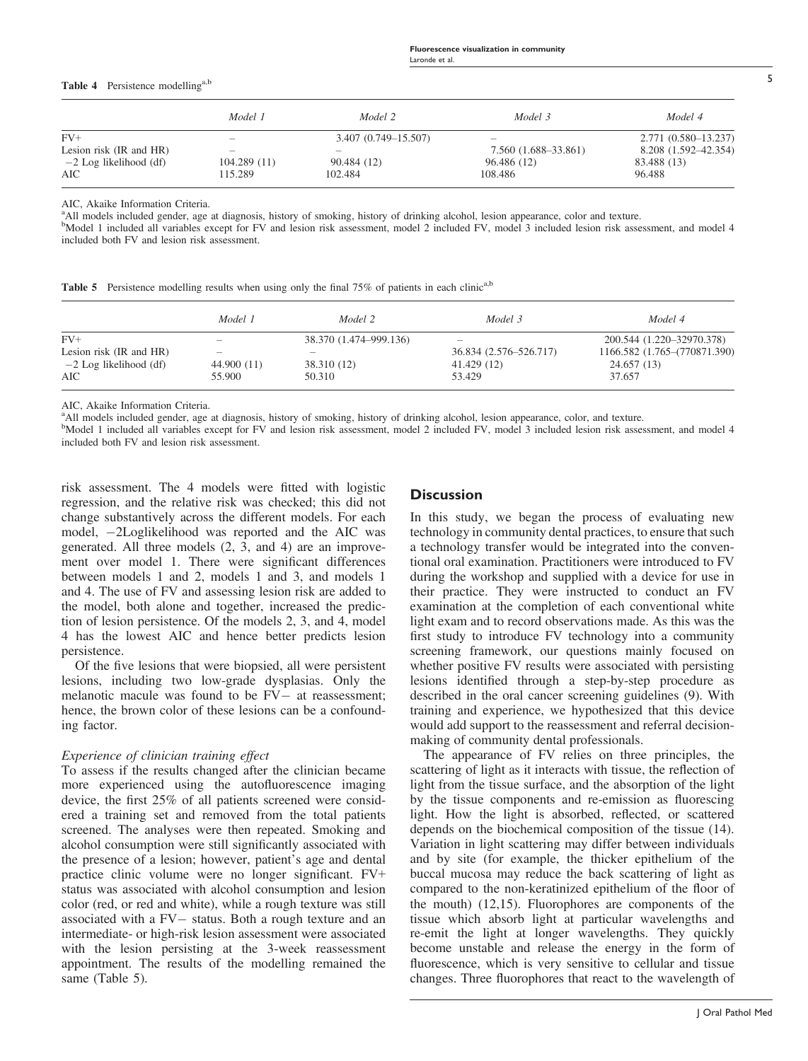**Table 4** Persistence modelling[a,b]

| | *Model 1* | *Model 2* | *Model 3* | *Model 4* |
|---|---|---|---|---|
| FV+ | – | 3.407 (0.749–15.507) | – | 2.771 (0.580–13.237) |
| Lesion risk (IR and HR) | – | – | 7.560 (1.688–33.861) | 8.208 (1.592–42.354) |
| −2 Log likelihood (df) | 104.289 (11) | 90.484 (12) | 96.486 (12) | 83.488 (13) |
| AIC | 115.289 | 102.484 | 108.486 | 96.488 |

AIC, Akaike Information Criteria.
[a]All models included gender, age at diagnosis, history of smoking, history of drinking alcohol, lesion appearance, color and texture.
[b]Model 1 included all variables except for FV and lesion risk assessment, model 2 included FV, model 3 included lesion risk assessment, and model 4 included both FV and lesion risk assessment.

**Table 5** Persistence modelling results when using only the final 75% of patients in each clinic[a,b]

| | *Model 1* | *Model 2* | *Model 3* | *Model 4* |
|---|---|---|---|---|
| FV+ | – | 38.370 (1.474–999.136) | – | 200.544 (1.220–32970.378) |
| Lesion risk (IR and HR) | – | – | 36.834 (2.576–526.717) | 1166.582 (1.765–(770871.390) |
| −2 Log likelihood (df) | 44.900 (11) | 38.310 (12) | 41.429 (12) | 24.657 (13) |
| AIC | 55.900 | 50.310 | 53.429 | 37.657 |

AIC, Akaike Information Criteria.
[a]All models included gender, age at diagnosis, history of smoking, history of drinking alcohol, lesion appearance, color, and texture.
[b]Model 1 included all variables except for FV and lesion risk assessment, model 2 included FV, model 3 included lesion risk assessment, and model 4 included both FV and lesion risk assessment.

risk assessment. The 4 models were fitted with logistic regression, and the relative risk was checked; this did not change substantively across the different models. For each model, −2Loglikelihood was reported and the AIC was generated. All three models (2, 3, and 4) are an improvement over model 1. There were significant differences between models 1 and 2, models 1 and 3, and models 1 and 4. The use of FV and assessing lesion risk are added to the model, both alone and together, increased the prediction of lesion persistence. Of the models 2, 3, and 4, model 4 has the lowest AIC and hence better predicts lesion persistence.

Of the five lesions that were biopsied, all were persistent lesions, including two low-grade dysplasias. Only the melanotic macule was found to be FV− at reassessment; hence, the brown color of these lesions can be a confounding factor.

### *Experience of clinician training effect*

To assess if the results changed after the clinician became more experienced using the autofluorescence imaging device, the first 25% of all patients screened were considered a training set and removed from the total patients screened. The analyses were then repeated. Smoking and alcohol consumption were still significantly associated with the presence of a lesion; however, patient's age and dental practice clinic volume were no longer significant. FV+ status was associated with alcohol consumption and lesion color (red, or red and white), while a rough texture was still associated with a FV− status. Both a rough texture and an intermediate- or high-risk lesion assessment were associated with the lesion persisting at the 3-week reassessment appointment. The results of the modelling remained the same (Table 5).

## Discussion

In this study, we began the process of evaluating new technology in community dental practices, to ensure that such a technology transfer would be integrated into the conventional oral examination. Practitioners were introduced to FV during the workshop and supplied with a device for use in their practice. They were instructed to conduct an FV examination at the completion of each conventional white light exam and to record observations made. As this was the first study to introduce FV technology into a community screening framework, our questions mainly focused on whether positive FV results were associated with persisting lesions identified through a step-by-step procedure as described in the oral cancer screening guidelines (9). With training and experience, we hypothesized that this device would add support to the reassessment and referral decision-making of community dental professionals.

The appearance of FV relies on three principles, the scattering of light as it interacts with tissue, the reflection of light from the tissue surface, and the absorption of the light by the tissue components and re-emission as fluorescing light. How the light is absorbed, reflected, or scattered depends on the biochemical composition of the tissue (14). Variation in light scattering may differ between individuals and by site (for example, the thicker epithelium of the buccal mucosa may reduce the back scattering of light as compared to the non-keratinized epithelium of the floor of the mouth) (12,15). Fluorophores are components of the tissue which absorb light at particular wavelengths and re-emit the light at longer wavelengths. They quickly become unstable and release the energy in the form of fluorescence, which is very sensitive to cellular and tissue changes. Three fluorophores that react to the wavelength of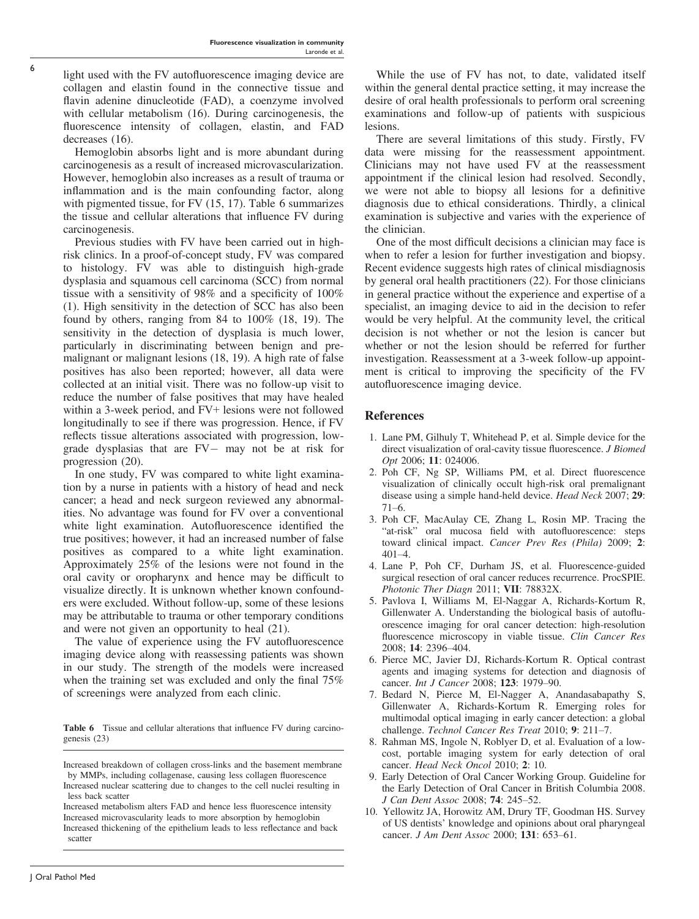light used with the FV autofluorescence imaging device are collagen and elastin found in the connective tissue and flavin adenine dinucleotide (FAD), a coenzyme involved with cellular metabolism (16). During carcinogenesis, the fluorescence intensity of collagen, elastin, and FAD decreases (16).

Hemoglobin absorbs light and is more abundant during carcinogenesis as a result of increased microvascularization. However, hemoglobin also increases as a result of trauma or inflammation and is the main confounding factor, along with pigmented tissue, for FV (15, 17). Table 6 summarizes the tissue and cellular alterations that influence FV during carcinogenesis.

Previous studies with FV have been carried out in high-risk clinics. In a proof-of-concept study, FV was compared to histology. FV was able to distinguish high-grade dysplasia and squamous cell carcinoma (SCC) from normal tissue with a sensitivity of 98% and a specificity of 100% (1). High sensitivity in the detection of SCC has also been found by others, ranging from 84 to 100% (18, 19). The sensitivity in the detection of dysplasia is much lower, particularly in discriminating between benign and premalignant or malignant lesions (18, 19). A high rate of false positives has also been reported; however, all data were collected at an initial visit. There was no follow-up visit to reduce the number of false positives that may have healed within a 3-week period, and FV+ lesions were not followed longitudinally to see if there was progression. Hence, if FV reflects tissue alterations associated with progression, low-grade dysplasias that are FV− may not be at risk for progression (20).

In one study, FV was compared to white light examination by a nurse in patients with a history of head and neck cancer; a head and neck surgeon reviewed any abnormalities. No advantage was found for FV over a conventional white light examination. Autofluorescence identified the true positives; however, it had an increased number of false positives as compared to a white light examination. Approximately 25% of the lesions were not found in the oral cavity or oropharynx and hence may be difficult to visualize directly. It is unknown whether known confounders were excluded. Without follow-up, some of these lesions may be attributable to trauma or other temporary conditions and were not given an opportunity to heal (21).

The value of experience using the FV autofluorescence imaging device along with reassessing patients was shown in our study. The strength of the models were increased when the training set was excluded and only the final 75% of screenings were analyzed from each clinic.

**Table 6** Tissue and cellular alterations that influence FV during carcinogenesis (23)

| |
|---|
| Increased breakdown of collagen cross-links and the basement membrane by MMPs, including collagenase, causing less collagen fluorescence |
| Increased nuclear scattering due to changes to the cell nuclei resulting in less back scatter |
| Increased metabolism alters FAD and hence less fluorescence intensity |
| Increased microvascularity leads to more absorption by hemoglobin |
| Increased thickening of the epithelium leads to less reflectance and back scatter |

While the use of FV has not, to date, validated itself within the general dental practice setting, it may increase the desire of oral health professionals to perform oral screening examinations and follow-up of patients with suspicious lesions.

There are several limitations of this study. Firstly, FV data were missing for the reassessment appointment. Clinicians may not have used FV at the reassessment appointment if the clinical lesion had resolved. Secondly, we were not able to biopsy all lesions for a definitive diagnosis due to ethical considerations. Thirdly, a clinical examination is subjective and varies with the experience of the clinician.

One of the most difficult decisions a clinician may face is when to refer a lesion for further investigation and biopsy. Recent evidence suggests high rates of clinical misdiagnosis by general oral health practitioners (22). For those clinicians in general practice without the experience and expertise of a specialist, an imaging device to aid in the decision to refer would be very helpful. At the community level, the critical decision is not whether or not the lesion is cancer but whether or not the lesion should be referred for further investigation. Reassessment at a 3-week follow-up appointment is critical to improving the specificity of the FV autofluorescence imaging device.

## References

1. Lane PM, Gilhuly T, Whitehead P, et al. Simple device for the direct visualization of oral-cavity tissue fluorescence. *J Biomed Opt* 2006; **11**: 024006.
2. Poh CF, Ng SP, Williams PM, et al. Direct fluorescence visualization of clinically occult high-risk oral premalignant disease using a simple hand-held device. *Head Neck* 2007; **29**: 71–6.
3. Poh CF, MacAulay CE, Zhang L, Rosin MP. Tracing the "at-risk" oral mucosa field with autofluorescence: steps toward clinical impact. *Cancer Prev Res (Phila)* 2009; **2**: 401–4.
4. Lane P, Poh CF, Durham JS, et al. Fluorescence-guided surgical resection of oral cancer reduces recurrence. ProcSPIE. *Photonic Ther Diagn* 2011; **VII**: 78832X.
5. Pavlova I, Williams M, El-Naggar A, Richards-Kortum R, Gillenwater A. Understanding the biological basis of autofluorescence imaging for oral cancer detection: high-resolution fluorescence microscopy in viable tissue. *Clin Cancer Res* 2008; **14**: 2396–404.
6. Pierce MC, Javier DJ, Richards-Kortum R. Optical contrast agents and imaging systems for detection and diagnosis of cancer. *Int J Cancer* 2008; **123**: 1979–90.
7. Bedard N, Pierce M, El-Nagger A, Anandasabapathy S, Gillenwater A, Richards-Kortum R. Emerging roles for multimodal optical imaging in early cancer detection: a global challenge. *Technol Cancer Res Treat* 2010; **9**: 211–7.
8. Rahman MS, Ingole N, Roblyer D, et al. Evaluation of a low-cost, portable imaging system for early detection of oral cancer. *Head Neck Oncol* 2010; **2**: 10.
9. Early Detection of Oral Cancer Working Group. Guideline for the Early Detection of Oral Cancer in British Columbia 2008. *J Can Dent Assoc* 2008; **74**: 245–52.
10. Yellowitz JA, Horowitz AM, Drury TF, Goodman HS. Survey of US dentists' knowledge and opinions about oral pharyngeal cancer. *J Am Dent Assoc* 2000; **131**: 653–61.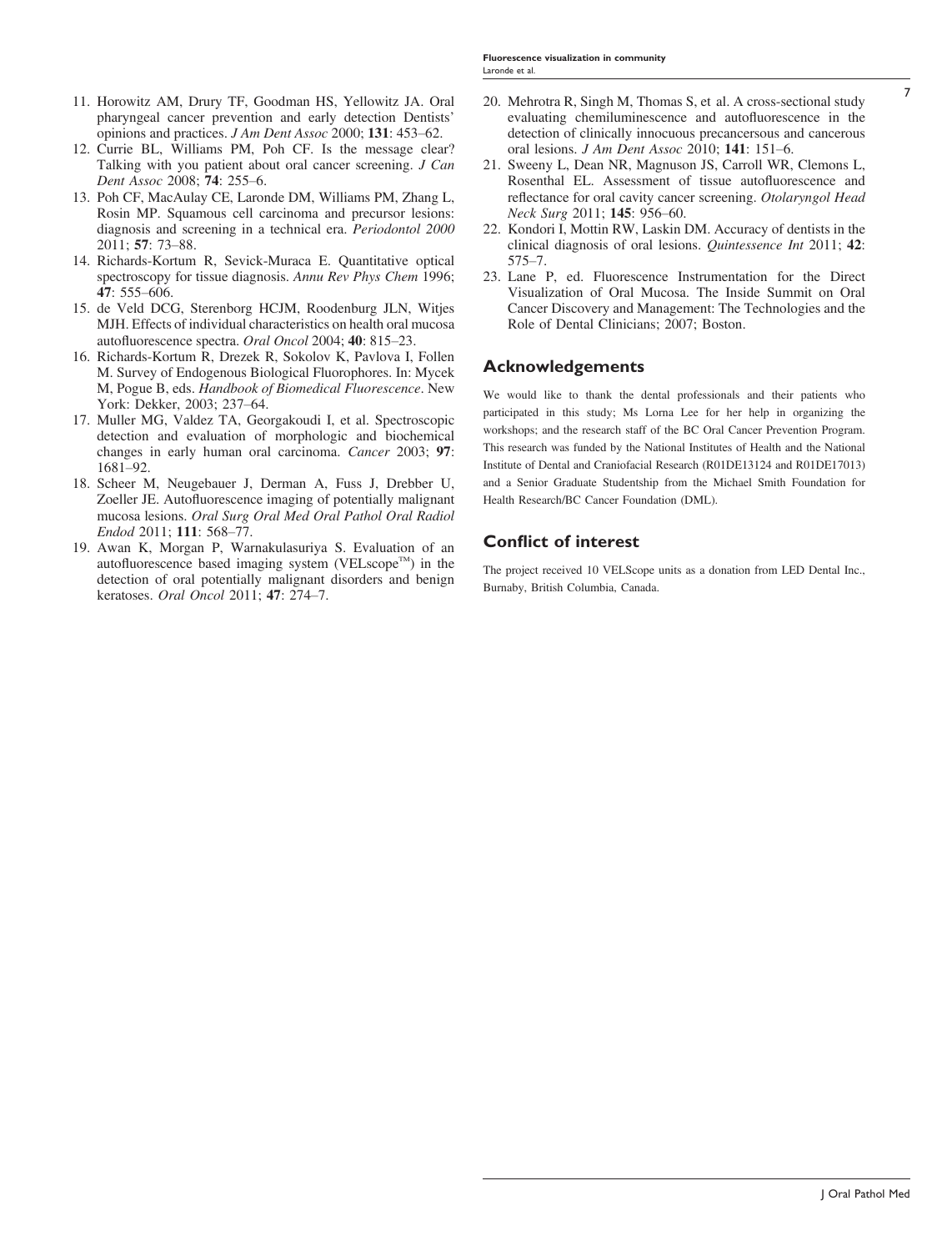11. Horowitz AM, Drury TF, Goodman HS, Yellowitz JA. Oral pharyngeal cancer prevention and early detection Dentists' opinions and practices. *J Am Dent Assoc* 2000; **131**: 453–62.
12. Currie BL, Williams PM, Poh CF. Is the message clear? Talking with you patient about oral cancer screening. *J Can Dent Assoc* 2008; **74**: 255–6.
13. Poh CF, MacAulay CE, Laronde DM, Williams PM, Zhang L, Rosin MP. Squamous cell carcinoma and precursor lesions: diagnosis and screening in a technical era. *Periodontol 2000* 2011; **57**: 73–88.
14. Richards-Kortum R, Sevick-Muraca E. Quantitative optical spectroscopy for tissue diagnosis. *Annu Rev Phys Chem* 1996; **47**: 555–606.
15. de Veld DCG, Sterenborg HCJM, Roodenburg JLN, Witjes MJH. Effects of individual characteristics on health oral mucosa autofluorescence spectra. *Oral Oncol* 2004; **40**: 815–23.
16. Richards-Kortum R, Drezek R, Sokolov K, Pavlova I, Follen M. Survey of Endogenous Biological Fluorophores. In: Mycek M, Pogue B, eds. *Handbook of Biomedical Fluorescence*. New York: Dekker, 2003; 237–64.
17. Muller MG, Valdez TA, Georgakoudi I, et al. Spectroscopic detection and evaluation of morphologic and biochemical changes in early human oral carcinoma. *Cancer* 2003; **97**: 1681–92.
18. Scheer M, Neugebauer J, Derman A, Fuss J, Drebber U, Zoeller JE. Autofluorescence imaging of potentially malignant mucosa lesions. *Oral Surg Oral Med Oral Pathol Oral Radiol Endod* 2011; **111**: 568–77.
19. Awan K, Morgan P, Warnakulasuriya S. Evaluation of an autofluorescence based imaging system (VELscope™) in the detection of oral potentially malignant disorders and benign keratoses. *Oral Oncol* 2011; **47**: 274–7.
20. Mehrotra R, Singh M, Thomas S, et al. A cross-sectional study evaluating chemiluminescence and autofluorescence in the detection of clinically innocuous precancersous and cancerous oral lesions. *J Am Dent Assoc* 2010; **141**: 151–6.
21. Sweeny L, Dean NR, Magnuson JS, Carroll WR, Clemons L, Rosenthal EL. Assessment of tissue autofluorescence and reflectance for oral cavity cancer screening. *Otolaryngol Head Neck Surg* 2011; **145**: 956–60.
22. Kondori I, Mottin RW, Laskin DM. Accuracy of dentists in the clinical diagnosis of oral lesions. *Quintessence Int* 2011; **42**: 575–7.
23. Lane P, ed. Fluorescence Instrumentation for the Direct Visualization of Oral Mucosa. The Inside Summit on Oral Cancer Discovery and Management: The Technologies and the Role of Dental Clinicians; 2007; Boston.

## Acknowledgements

We would like to thank the dental professionals and their patients who participated in this study; Ms Lorna Lee for her help in organizing the workshops; and the research staff of the BC Oral Cancer Prevention Program. This research was funded by the National Institutes of Health and the National Institute of Dental and Craniofacial Research (R01DE13124 and R01DE17013) and a Senior Graduate Studentship from the Michael Smith Foundation for Health Research/BC Cancer Foundation (DML).

## Conflict of interest

The project received 10 VELScope units as a donation from LED Dental Inc., Burnaby, British Columbia, Canada.